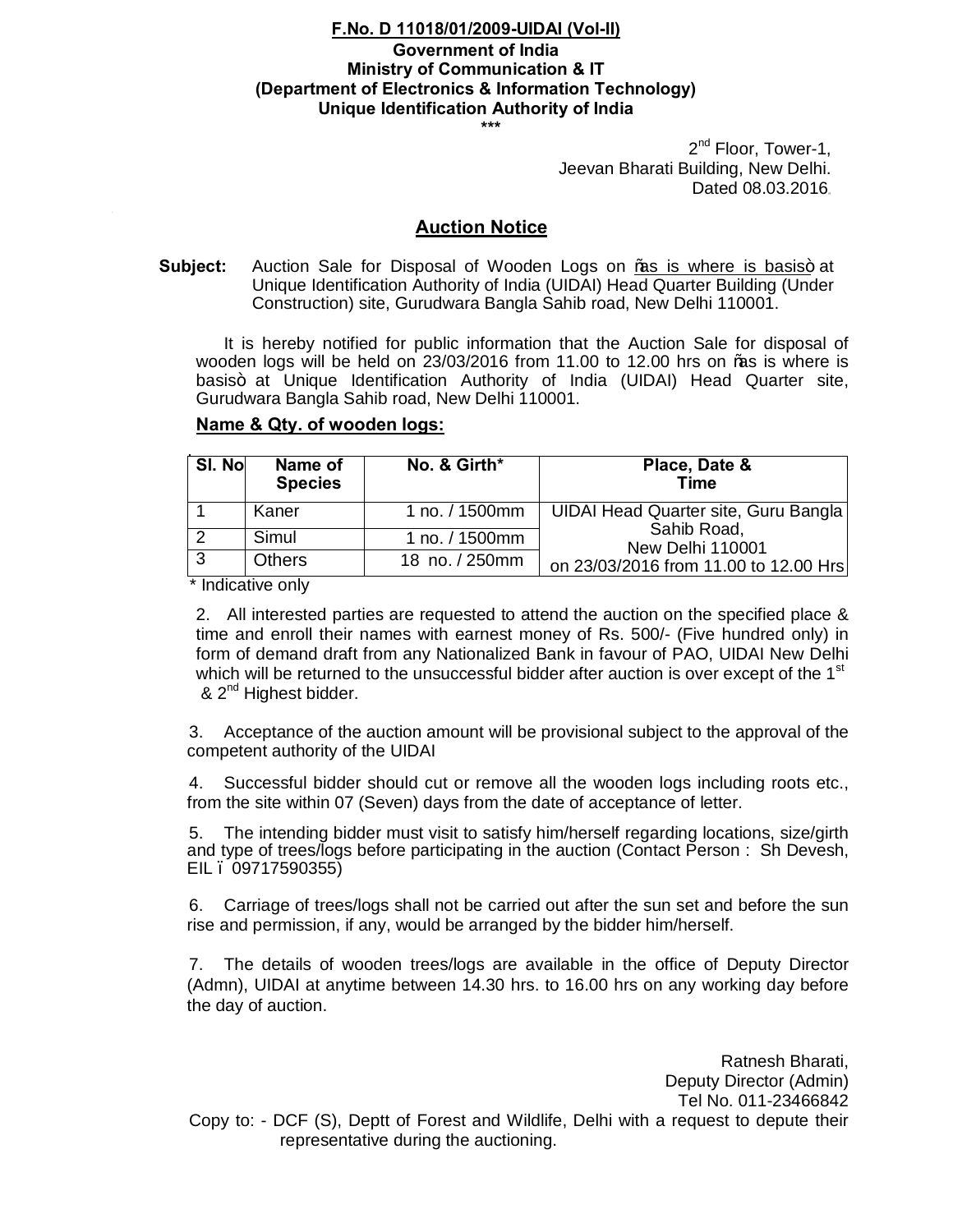**F.No. D 11018/01/2009-UIDAI (Vol-II)**
**Government of India**
**Ministry of Communication & IT**
**(Department of Electronics & Information Technology)**
**Unique Identification Authority of India**
\*\*\*

2nd Floor, Tower-1,
Jeevan Bharati Building, New Delhi.
Dated 08.03.2016.

## Auction Notice

**Subject:** Auction Sale for Disposal of Wooden Logs on "as is where is basis" at Unique Identification Authority of India (UIDAI) Head Quarter Building (Under Construction) site, Gurudwara Bangla Sahib road, New Delhi 110001.

It is hereby notified for public information that the Auction Sale for disposal of wooden logs will be held on 23/03/2016 from 11.00 to 12.00 hrs on "as is where is basis" at Unique Identification Authority of India (UIDAI) Head Quarter site, Gurudwara Bangla Sahib road, New Delhi 110001.

**Name & Qty. of wooden logs:**

| Sl. No | Name of Species | No. & Girth* | Place, Date & Time |
|---|---|---|---|
| 1 | Kaner | 1 no. / 1500mm | UIDAI Head Quarter site, Guru Bangla Sahib Road, New Delhi 110001 on 23/03/2016 from 11.00 to 12.00 Hrs |
| 2 | Simul | 1 no. / 1500mm | |
| 3 | Others | 18 no. / 250mm | |

\* Indicative only

2. All interested parties are requested to attend the auction on the specified place & time and enroll their names with earnest money of Rs. 500/- (Five hundred only) in form of demand draft from any Nationalized Bank in favour of PAO, UIDAI New Delhi which will be returned to the unsuccessful bidder after auction is over except of the 1st & 2nd Highest bidder.

3. Acceptance of the auction amount will be provisional subject to the approval of the competent authority of the UIDAI

4. Successful bidder should cut or remove all the wooden logs including roots etc., from the site within 07 (Seven) days from the date of acceptance of letter.

5. The intending bidder must visit to satisfy him/herself regarding locations, size/girth and type of trees/logs before participating in the auction (Contact Person : Sh Devesh, EIL – 09717590355)

6. Carriage of trees/logs shall not be carried out after the sun set and before the sun rise and permission, if any, would be arranged by the bidder him/herself.

7. The details of wooden trees/logs are available in the office of Deputy Director (Admn), UIDAI at anytime between 14.30 hrs. to 16.00 hrs on any working day before the day of auction.

Ratnesh Bharati,
Deputy Director (Admin)
Tel No. 011-23466842

Copy to: - DCF (S), Deptt of Forest and Wildlife, Delhi with a request to depute their representative during the auctioning.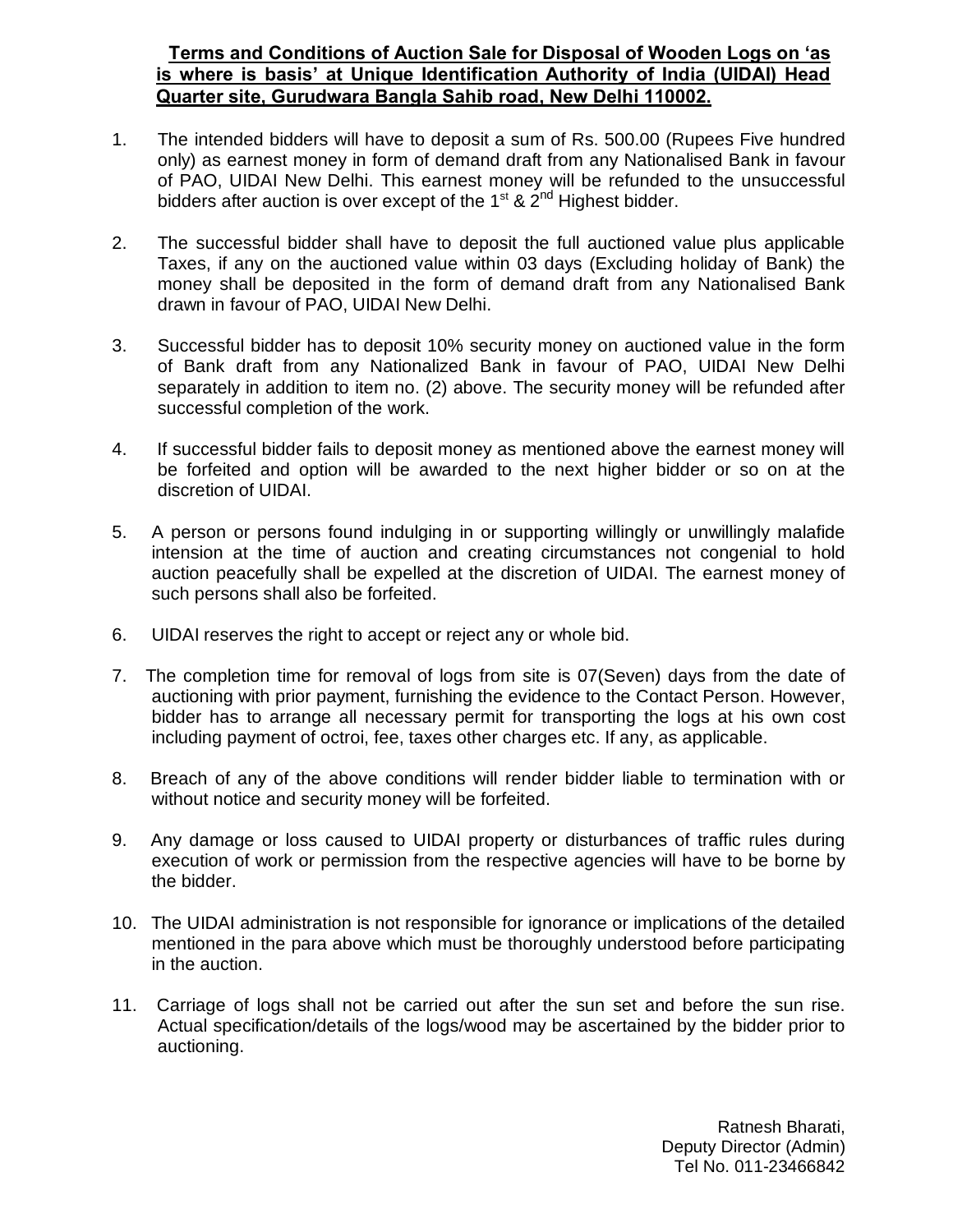**Terms and Conditions of Auction Sale for Disposal of Wooden Logs on 'as is where is basis' at Unique Identification Authority of India (UIDAI) Head Quarter site, Gurudwara Bangla Sahib road, New Delhi 110002.**

1. The intended bidders will have to deposit a sum of Rs. 500.00 (Rupees Five hundred only) as earnest money in form of demand draft from any Nationalised Bank in favour of PAO, UIDAI New Delhi. This earnest money will be refunded to the unsuccessful bidders after auction is over except of the 1st & 2nd Highest bidder.

2. The successful bidder shall have to deposit the full auctioned value plus applicable Taxes, if any on the auctioned value within 03 days (Excluding holiday of Bank) the money shall be deposited in the form of demand draft from any Nationalised Bank drawn in favour of PAO, UIDAI New Delhi.

3. Successful bidder has to deposit 10% security money on auctioned value in the form of Bank draft from any Nationalized Bank in favour of PAO, UIDAI New Delhi separately in addition to item no. (2) above. The security money will be refunded after successful completion of the work.

4. If successful bidder fails to deposit money as mentioned above the earnest money will be forfeited and option will be awarded to the next higher bidder or so on at the discretion of UIDAI.

5. A person or persons found indulging in or supporting willingly or unwillingly malafide intension at the time of auction and creating circumstances not congenial to hold auction peacefully shall be expelled at the discretion of UIDAI. The earnest money of such persons shall also be forfeited.

6. UIDAI reserves the right to accept or reject any or whole bid.

7. The completion time for removal of logs from site is 07(Seven) days from the date of auctioning with prior payment, furnishing the evidence to the Contact Person. However, bidder has to arrange all necessary permit for transporting the logs at his own cost including payment of octroi, fee, taxes other charges etc. If any, as applicable.

8. Breach of any of the above conditions will render bidder liable to termination with or without notice and security money will be forfeited.

9. Any damage or loss caused to UIDAI property or disturbances of traffic rules during execution of work or permission from the respective agencies will have to be borne by the bidder.

10. The UIDAI administration is not responsible for ignorance or implications of the detailed mentioned in the para above which must be thoroughly understood before participating in the auction.

11. Carriage of logs shall not be carried out after the sun set and before the sun rise. Actual specification/details of the logs/wood may be ascertained by the bidder prior to auctioning.

Ratnesh Bharati,
Deputy Director (Admin)
Tel No. 011-23466842